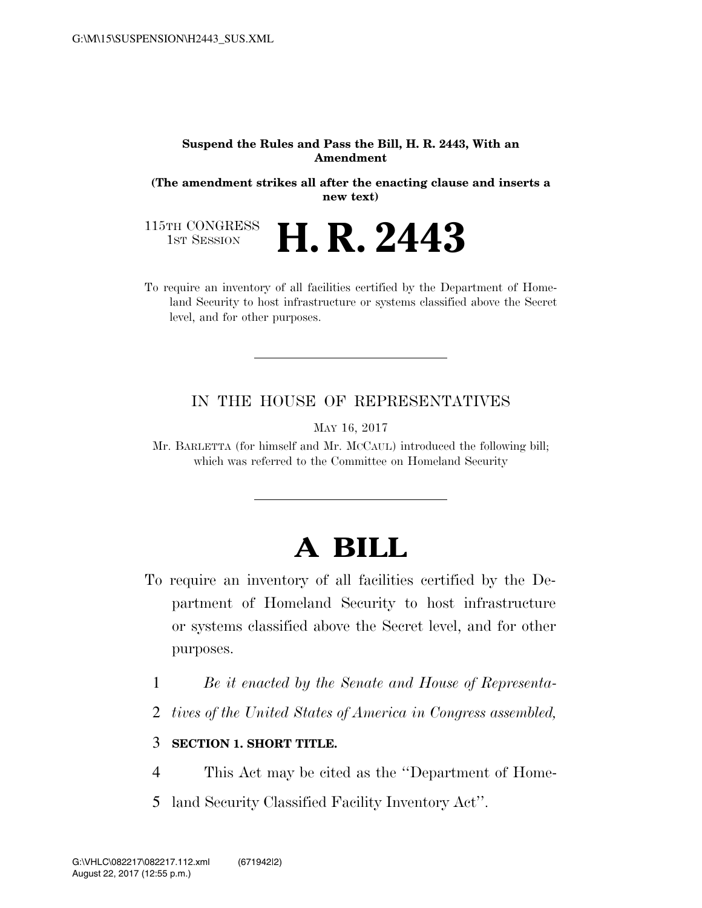**Suspend the Rules and Pass the Bill, H. R. 2443, With an Amendment**

**(The amendment strikes all after the enacting clause and inserts a new text)**

115TH CONGRESS
1ST SESSION

# H. R. 2443

To require an inventory of all facilities certified by the Department of Homeland Security to host infrastructure or systems classified above the Secret level, and for other purposes.

IN THE HOUSE OF REPRESENTATIVES

MAY 16, 2017

Mr. BARLETTA (for himself and Mr. MCCAUL) introduced the following bill; which was referred to the Committee on Homeland Security

# A BILL

To require an inventory of all facilities certified by the Department of Homeland Security to host infrastructure or systems classified above the Secret level, and for other purposes.

*Be it enacted by the Senate and House of Representatives of the United States of America in Congress assembled,*

**SECTION 1. SHORT TITLE.**

This Act may be cited as the ''Department of Homeland Security Classified Facility Inventory Act''.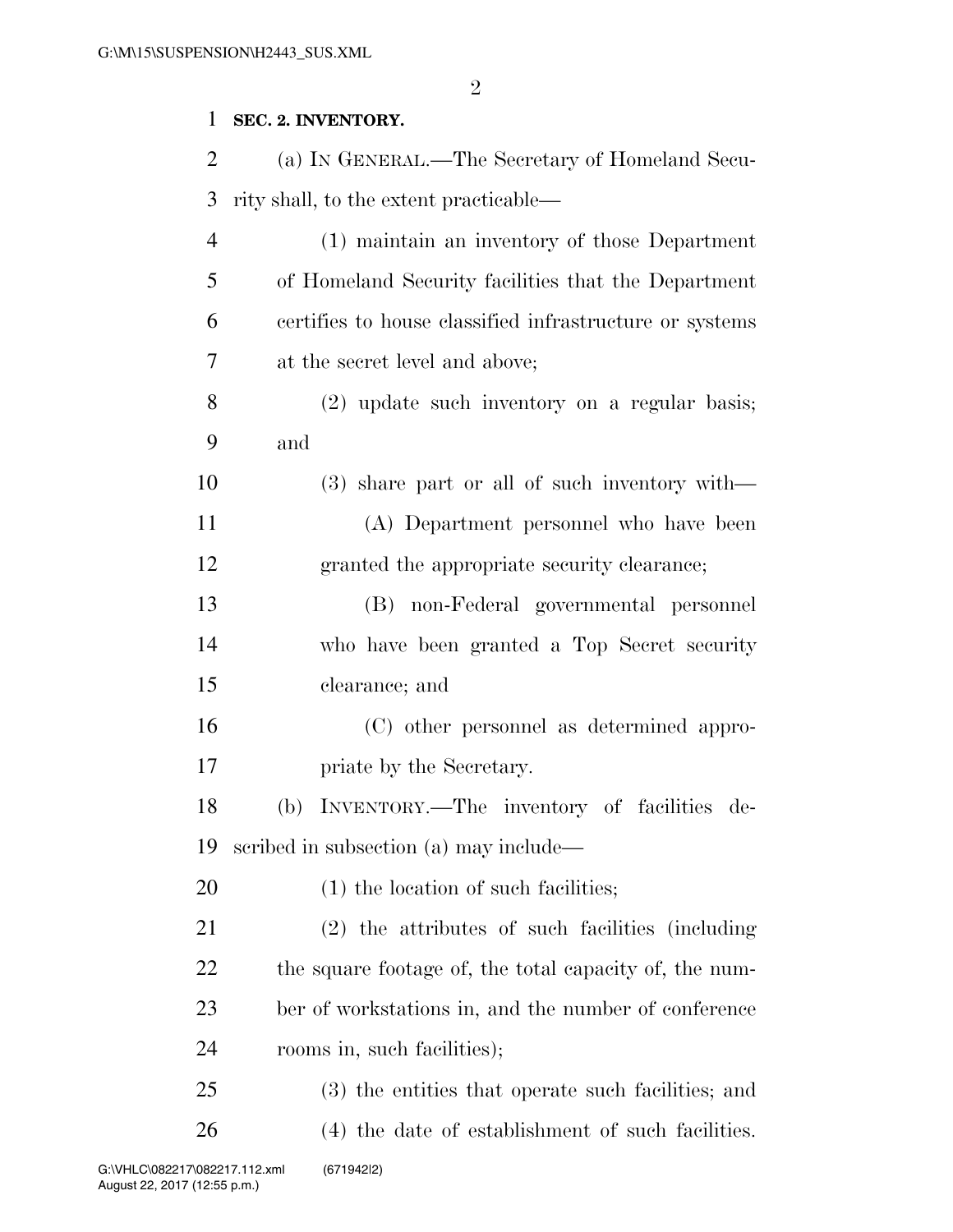**SEC. 2. INVENTORY.**

(a) IN GENERAL.—The Secretary of Homeland Security shall, to the extent practicable—

(1) maintain an inventory of those Department of Homeland Security facilities that the Department certifies to house classified infrastructure or systems at the secret level and above;

(2) update such inventory on a regular basis; and

(3) share part or all of such inventory with—

(A) Department personnel who have been granted the appropriate security clearance;

(B) non-Federal governmental personnel who have been granted a Top Secret security clearance; and

(C) other personnel as determined appropriate by the Secretary.

(b) INVENTORY.—The inventory of facilities described in subsection (a) may include—

(1) the location of such facilities;

(2) the attributes of such facilities (including the square footage of, the total capacity of, the number of workstations in, and the number of conference rooms in, such facilities);

(3) the entities that operate such facilities; and

(4) the date of establishment of such facilities.